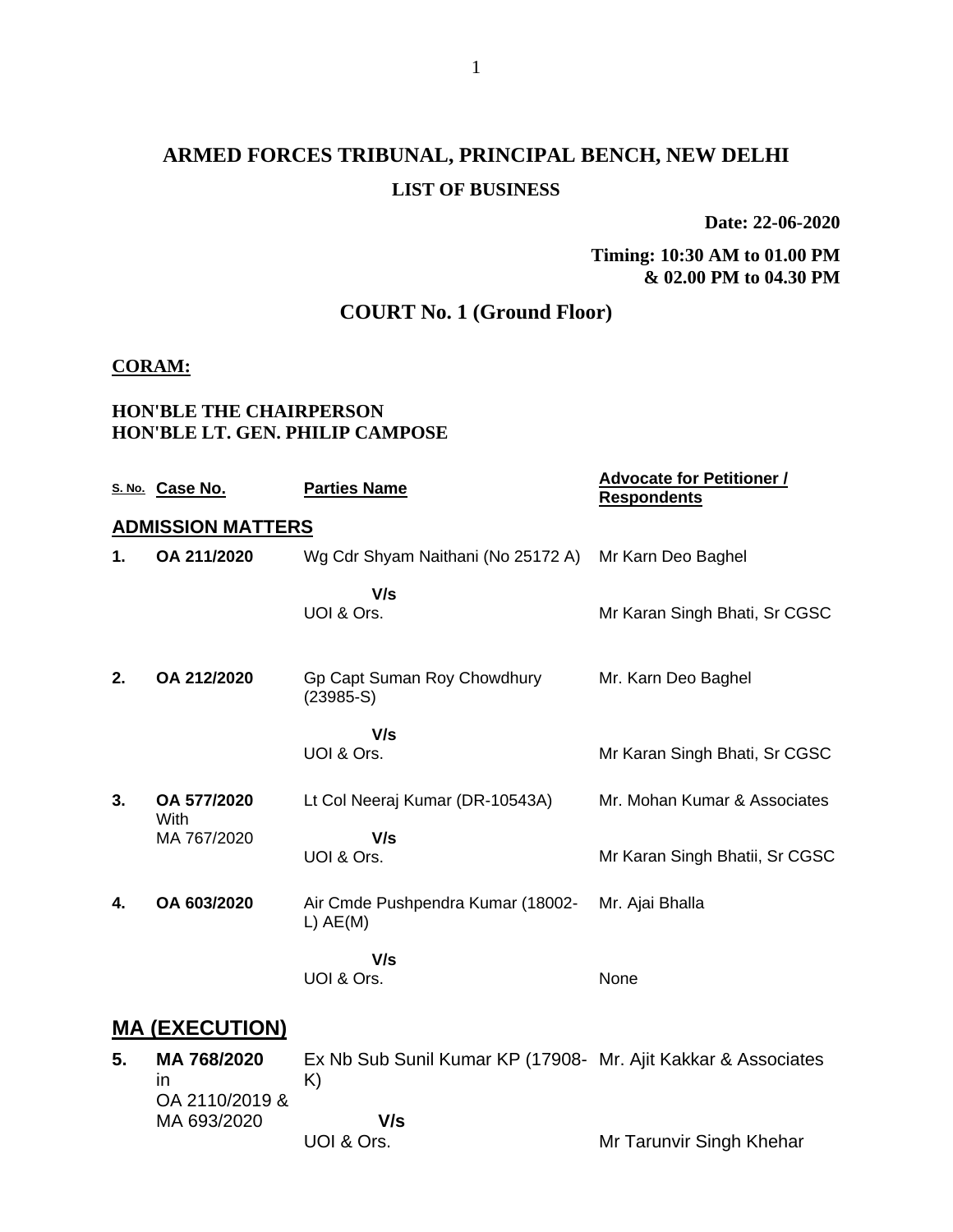# ARMED FORCES TRIBUNAL, PRINCIPAL BENCH, NEW DELHI

## LIST OF BUSINESS

**Date: 22-06-2020**

**Timing: 10:30 AM to 01.00 PM & 02.00 PM to 04.30 PM**

## COURT No. 1 (Ground Floor)

**CORAM:**

**HON'BLE THE CHAIRPERSON**
**HON'BLE LT. GEN. PHILIP CAMPOSE**

| S. No. | Case No. | Parties Name | Advocate for Petitioner / Respondents |
|---|---|---|---|
| **ADMISSION MATTERS** | | | |
| **1.** | **OA 211/2020** | Wg Cdr Shyam Naithani (No 25172 A) | Mr Karn Deo Baghel |
| | | **V/s** | |
| | | UOI & Ors. | Mr Karan Singh Bhati, Sr CGSC |
| **2.** | **OA 212/2020** | Gp Capt Suman Roy Chowdhury (23985-S) | Mr. Karn Deo Baghel |
| | | **V/s** | |
| | | UOI & Ors. | Mr Karan Singh Bhati, Sr CGSC |
| **3.** | **OA 577/2020** With MA 767/2020 | Lt Col Neeraj Kumar (DR-10543A) | Mr. Mohan Kumar & Associates |
| | | **V/s** | |
| | | UOI & Ors. | Mr Karan Singh Bhatii, Sr CGSC |
| **4.** | **OA 603/2020** | Air Cmde Pushpendra Kumar (18002-L) AE(M) | Mr. Ajai Bhalla |
| | | **V/s** | |
| | | UOI & Ors. | None |
| **MA (EXECUTION)** | | | |
| **5.** | **MA 768/2020** in OA 2110/2019 & MA 693/2020 | Ex Nb Sub Sunil Kumar KP (17908-K) | Mr. Ajit Kakkar & Associates |
| | | **V/s** | |
| | | UOI & Ors. | Mr Tarunvir Singh Khehar |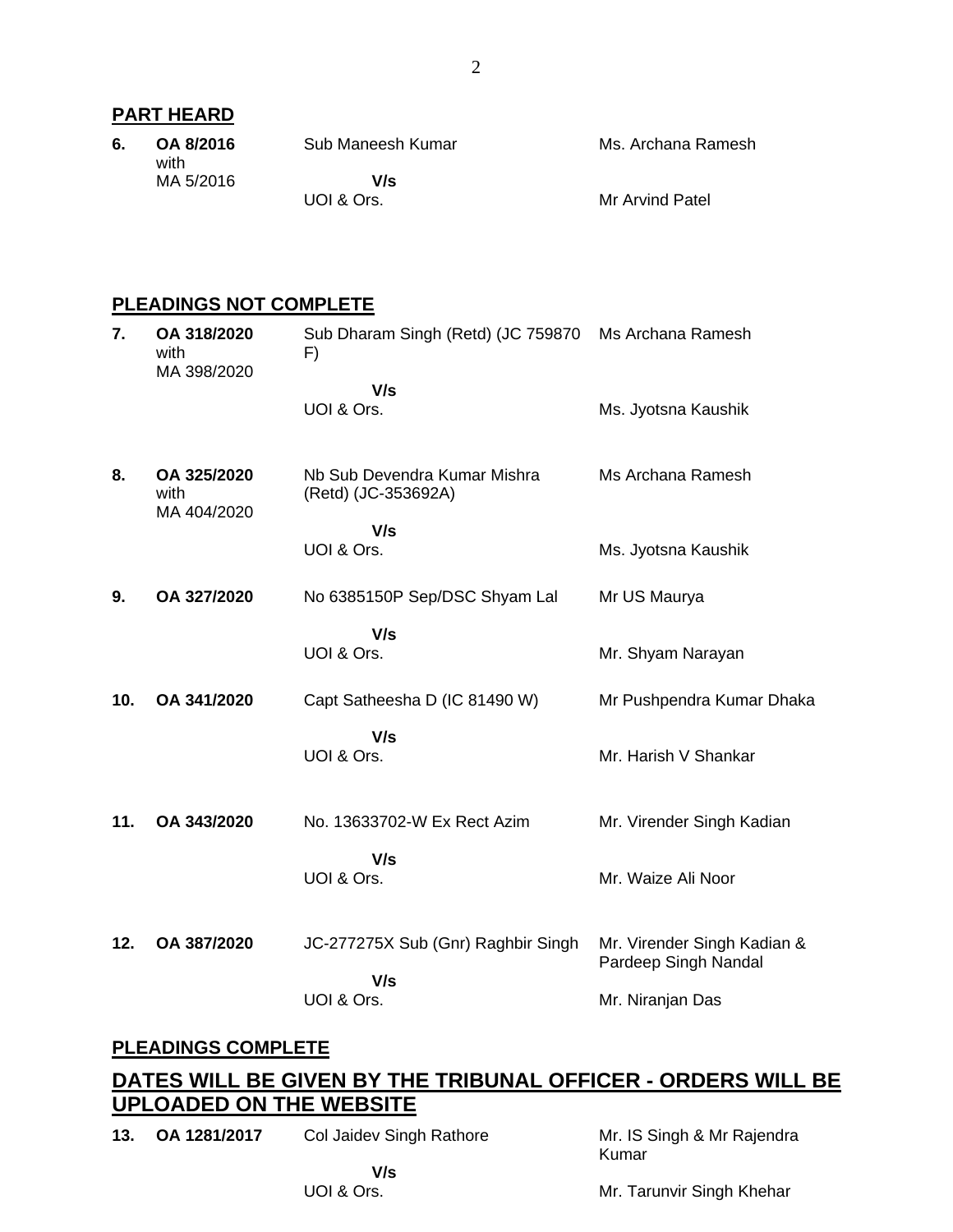## PART HEARD

| | | | |
|---|---|---|---|
| **6.** | **OA 8/2016** with MA 5/2016 | Sub Maneesh Kumar<br>**V/s**<br>UOI & Ors. | Ms. Archana Ramesh<br><br>Mr Arvind Patel |

## PLEADINGS NOT COMPLETE

| | | | |
|---|---|---|---|
| **7.** | **OA 318/2020** with MA 398/2020 | Sub Dharam Singh (Retd) (JC 759870 F)<br>**V/s**<br>UOI & Ors. | Ms Archana Ramesh<br><br>Ms. Jyotsna Kaushik |
| **8.** | **OA 325/2020** with MA 404/2020 | Nb Sub Devendra Kumar Mishra (Retd) (JC-353692A)<br>**V/s**<br>UOI & Ors. | Ms Archana Ramesh<br><br>Ms. Jyotsna Kaushik |
| **9.** | **OA 327/2020** | No 6385150P Sep/DSC Shyam Lal<br>**V/s**<br>UOI & Ors. | Mr US Maurya<br><br>Mr. Shyam Narayan |
| **10.** | **OA 341/2020** | Capt Satheesha D (IC 81490 W)<br>**V/s**<br>UOI & Ors. | Mr Pushpendra Kumar Dhaka<br><br>Mr. Harish V Shankar |
| **11.** | **OA 343/2020** | No. 13633702-W Ex Rect Azim<br>**V/s**<br>UOI & Ors. | Mr. Virender Singh Kadian<br><br>Mr. Waize Ali Noor |
| **12.** | **OA 387/2020** | JC-277275X Sub (Gnr) Raghbir Singh<br>**V/s**<br>UOI & Ors. | Mr. Virender Singh Kadian & Pardeep Singh Nandal<br><br>Mr. Niranjan Das |

## PLEADINGS COMPLETE

## DATES WILL BE GIVEN BY THE TRIBUNAL OFFICER - ORDERS WILL BE UPLOADED ON THE WEBSITE

| | | | |
|---|---|---|---|
| **13.** | **OA 1281/2017** | Col Jaidev Singh Rathore<br>**V/s**<br>UOI & Ors. | Mr. IS Singh & Mr Rajendra Kumar<br><br>Mr. Tarunvir Singh Khehar |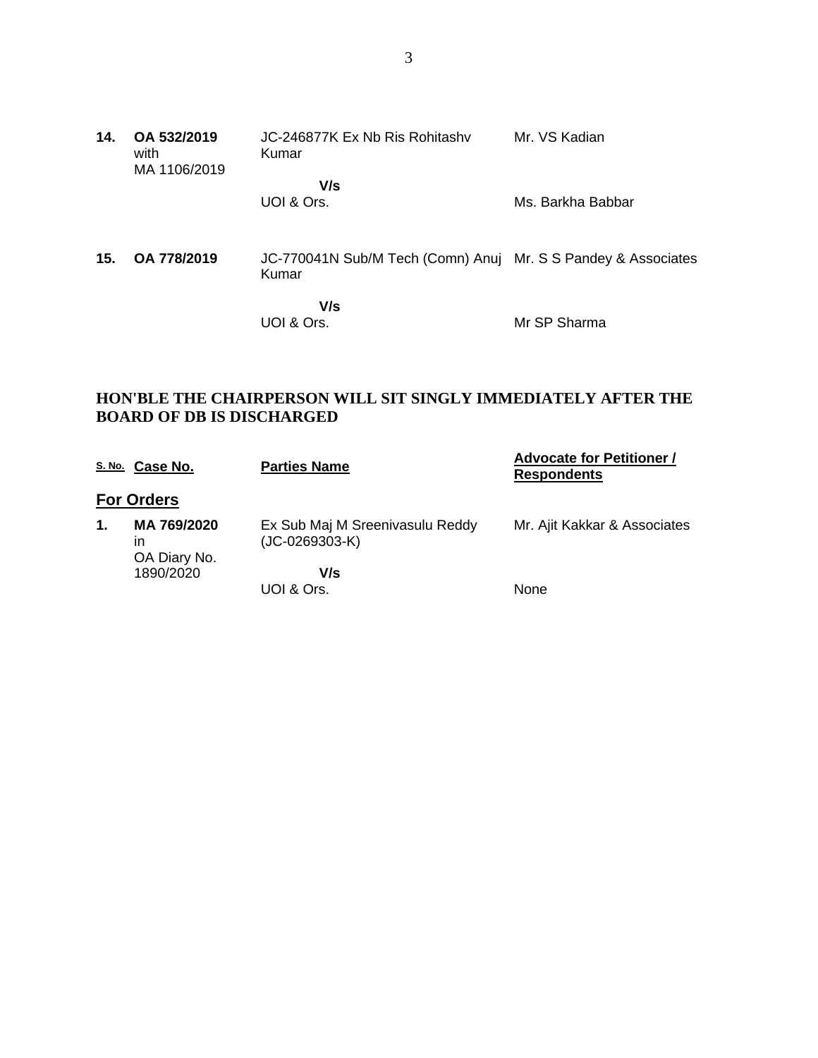| | | | |
|---|---|---|---|
| **14.** | **OA 532/2019** with MA 1106/2019 | JC-246877K Ex Nb Ris Rohitashv Kumar<br><br>**V/s**<br>UOI & Ors. | Mr. VS Kadian<br><br><br>Ms. Barkha Babbar |
| **15.** | **OA 778/2019** | JC-770041N Sub/M Tech (Comn) Anuj Kumar<br><br>**V/s**<br>UOI & Ors. | Mr. S S Pandey & Associates<br><br><br>Mr SP Sharma |

**HON'BLE THE CHAIRPERSON WILL SIT SINGLY IMMEDIATELY AFTER THE BOARD OF DB IS DISCHARGED**

| S. No. | Case No. | Parties Name | Advocate for Petitioner / Respondents |
|---|---|---|---|
| | **For Orders** | | |
| **1.** | **MA 769/2020** in OA Diary No. 1890/2020 | Ex Sub Maj M Sreenivasulu Reddy (JC-0269303-K)<br><br>**V/s**<br>UOI & Ors. | Mr. Ajit Kakkar & Associates<br><br><br>None |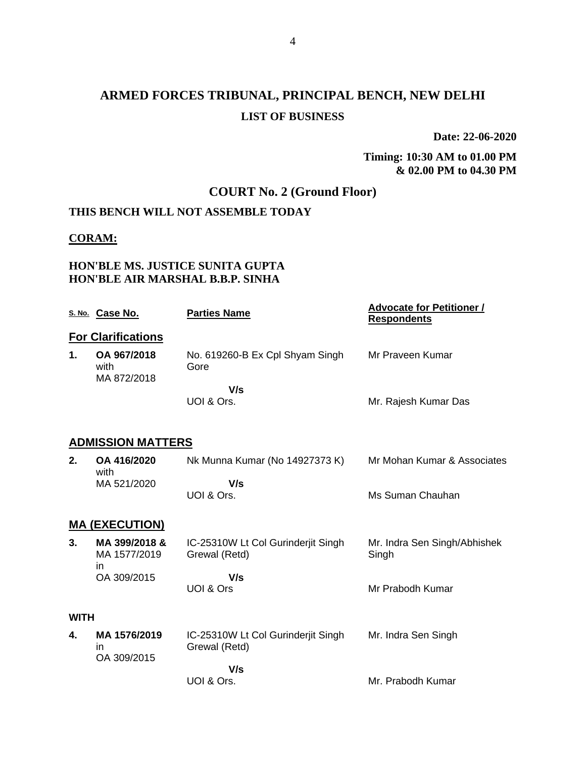# ARMED FORCES TRIBUNAL, PRINCIPAL BENCH, NEW DELHI

### LIST OF BUSINESS

**Date: 22-06-2020**

**Timing: 10:30 AM to 01.00 PM & 02.00 PM to 04.30 PM**

## COURT No. 2 (Ground Floor)

**THIS BENCH WILL NOT ASSEMBLE TODAY**

**CORAM:**

**HON'BLE MS. JUSTICE SUNITA GUPTA**
**HON'BLE AIR MARSHAL B.B.P. SINHA**

| S. No. | Case No. | Parties Name | Advocate for Petitioner / Respondents |
|---|---|---|---|
| **For Clarifications** | | | |
| **1.** | **OA 967/2018** with MA 872/2018 | No. 619260-B Ex Cpl Shyam Singh Gore | Mr Praveen Kumar |
| | | **V/s** UOI & Ors. | Mr. Rajesh Kumar Das |
| **ADMISSION MATTERS** | | | |
| **2.** | **OA 416/2020** with MA 521/2020 | Nk Munna Kumar (No 14927373 K) | Mr Mohan Kumar & Associates |
| | | **V/s** UOI & Ors. | Ms Suman Chauhan |
| **MA (EXECUTION)** | | | |
| **3.** | **MA 399/2018 &** MA 1577/2019 in OA 309/2015 | IC-25310W Lt Col Gurinderjit Singh Grewal (Retd) | Mr. Indra Sen Singh/Abhishek Singh |
| | | **V/s** UOI & Ors | Mr Prabodh Kumar |
| **WITH** | | | |
| **4.** | **MA 1576/2019** in OA 309/2015 | IC-25310W Lt Col Gurinderjit Singh Grewal (Retd) | Mr. Indra Sen Singh |
| | | **V/s** UOI & Ors. | Mr. Prabodh Kumar |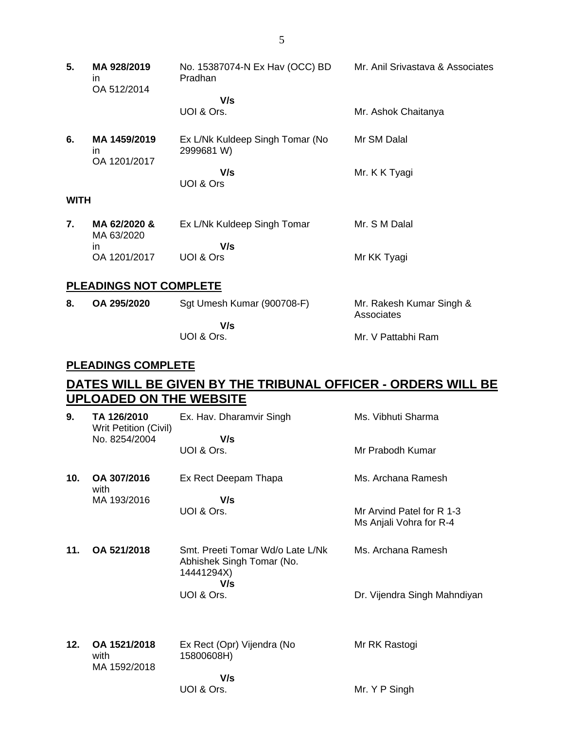| | | | |
|---|---|---|---|
| **5.** | **MA 928/2019** in OA 512/2014 | No. 15387074-N Ex Hav (OCC) BD Pradhan **V/s** UOI & Ors. | Mr. Anil Srivastava & Associates<br><br>Mr. Ashok Chaitanya |
| **6.** | **MA 1459/2019** in OA 1201/2017 | Ex L/Nk Kuldeep Singh Tomar (No 2999681 W) **V/s** UOI & Ors | Mr SM Dalal<br><br>Mr. K K Tyagi |

**WITH**

| | | | |
|---|---|---|---|
| **7.** | **MA 62/2020 &** MA 63/2020 in OA 1201/2017 | Ex L/Nk Kuldeep Singh Tomar **V/s** UOI & Ors | Mr. S M Dalal<br><br>Mr KK Tyagi |

## PLEADINGS NOT COMPLETE

| | | | |
|---|---|---|---|
| **8.** | **OA 295/2020** | Sgt Umesh Kumar (900708-F) **V/s** UOI & Ors. | Mr. Rakesh Kumar Singh & Associates<br><br>Mr. V Pattabhi Ram |

## PLEADINGS COMPLETE

## DATES WILL BE GIVEN BY THE TRIBUNAL OFFICER - ORDERS WILL BE UPLOADED ON THE WEBSITE

| | | | |
|---|---|---|---|
| **9.** | **TA 126/2010** Writ Petition (Civil) No. 8254/2004 | Ex. Hav. Dharamvir Singh **V/s** UOI & Ors. | Ms. Vibhuti Sharma<br><br>Mr Prabodh Kumar |
| **10.** | **OA 307/2016** with MA 193/2016 | Ex Rect Deepam Thapa **V/s** UOI & Ors. | Ms. Archana Ramesh<br><br>Mr Arvind Patel for R 1-3<br>Ms Anjali Vohra for R-4 |
| **11.** | **OA 521/2018** | Smt. Preeti Tomar Wd/o Late L/Nk Abhishek Singh Tomar (No. 14441294X) **V/s** UOI & Ors. | Ms. Archana Ramesh<br><br>Dr. Vijendra Singh Mahndiyan |
| **12.** | **OA 1521/2018** with MA 1592/2018 | Ex Rect (Opr) Vijendra (No 15800608H) **V/s** UOI & Ors. | Mr RK Rastogi<br><br>Mr. Y P Singh |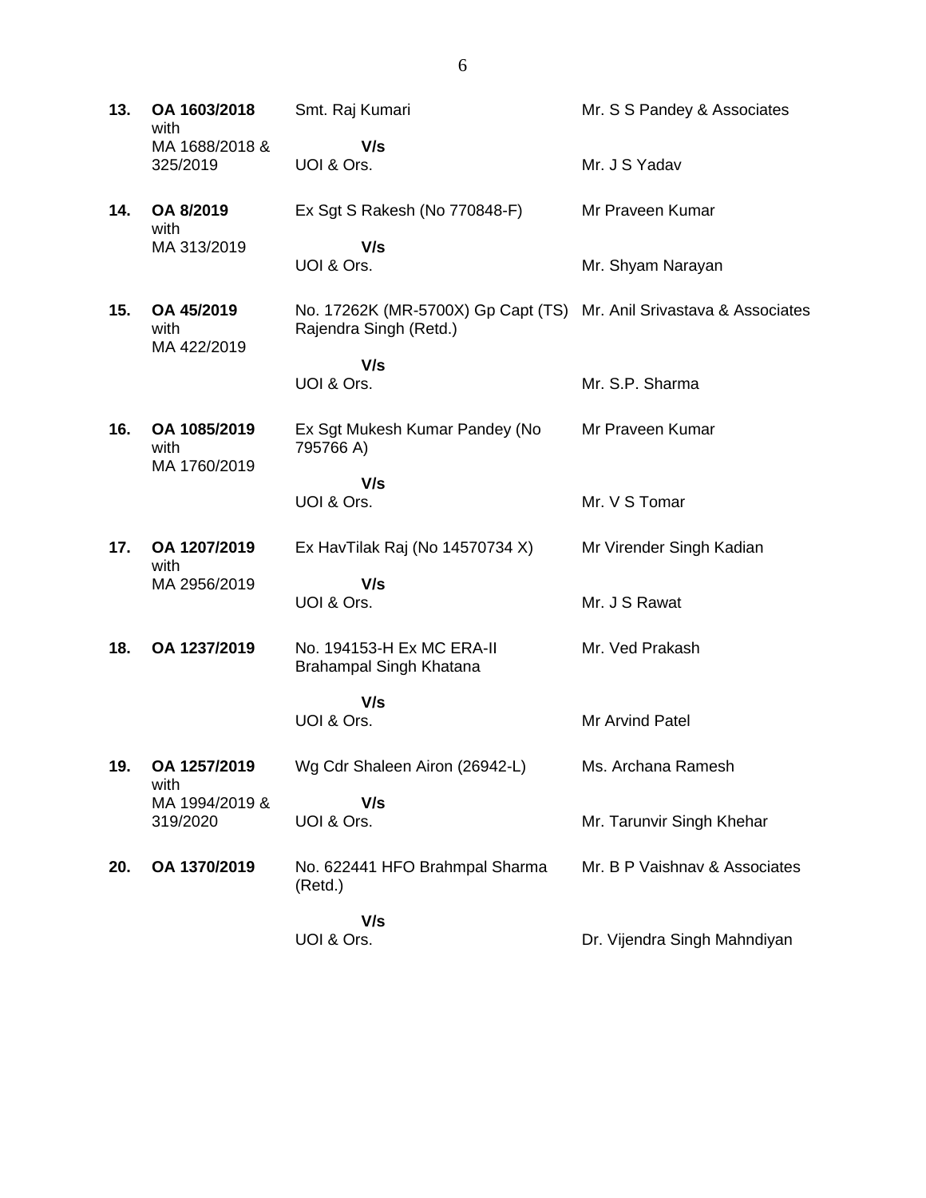| | | | |
|---|---|---|---|
| **13.** | **OA 1603/2018** with MA 1688/2018 & 325/2019 | Smt. Raj Kumari **V/s** UOI & Ors. | Mr. S S Pandey & Associates<br>Mr. J S Yadav |
| **14.** | **OA 8/2019** with MA 313/2019 | Ex Sgt S Rakesh (No 770848-F) **V/s** UOI & Ors. | Mr Praveen Kumar<br>Mr. Shyam Narayan |
| **15.** | **OA 45/2019** with MA 422/2019 | No. 17262K (MR-5700X) Gp Capt (TS) Rajendra Singh (Retd.) **V/s** UOI & Ors. | Mr. Anil Srivastava & Associates<br>Mr. S.P. Sharma |
| **16.** | **OA 1085/2019** with MA 1760/2019 | Ex Sgt Mukesh Kumar Pandey (No 795766 A) **V/s** UOI & Ors. | Mr Praveen Kumar<br>Mr. V S Tomar |
| **17.** | **OA 1207/2019** with MA 2956/2019 | Ex HavTilak Raj (No 14570734 X) **V/s** UOI & Ors. | Mr Virender Singh Kadian<br>Mr. J S Rawat |
| **18.** | **OA 1237/2019** | No. 194153-H Ex MC ERA-II Brahampal Singh Khatana **V/s** UOI & Ors. | Mr. Ved Prakash<br>Mr Arvind Patel |
| **19.** | **OA 1257/2019** with MA 1994/2019 & 319/2020 | Wg Cdr Shaleen Airon (26942-L) **V/s** UOI & Ors. | Ms. Archana Ramesh<br>Mr. Tarunvir Singh Khehar |
| **20.** | **OA 1370/2019** | No. 622441 HFO Brahmpal Sharma (Retd.) **V/s** UOI & Ors. | Mr. B P Vaishnav & Associates<br>Dr. Vijendra Singh Mahndiyan |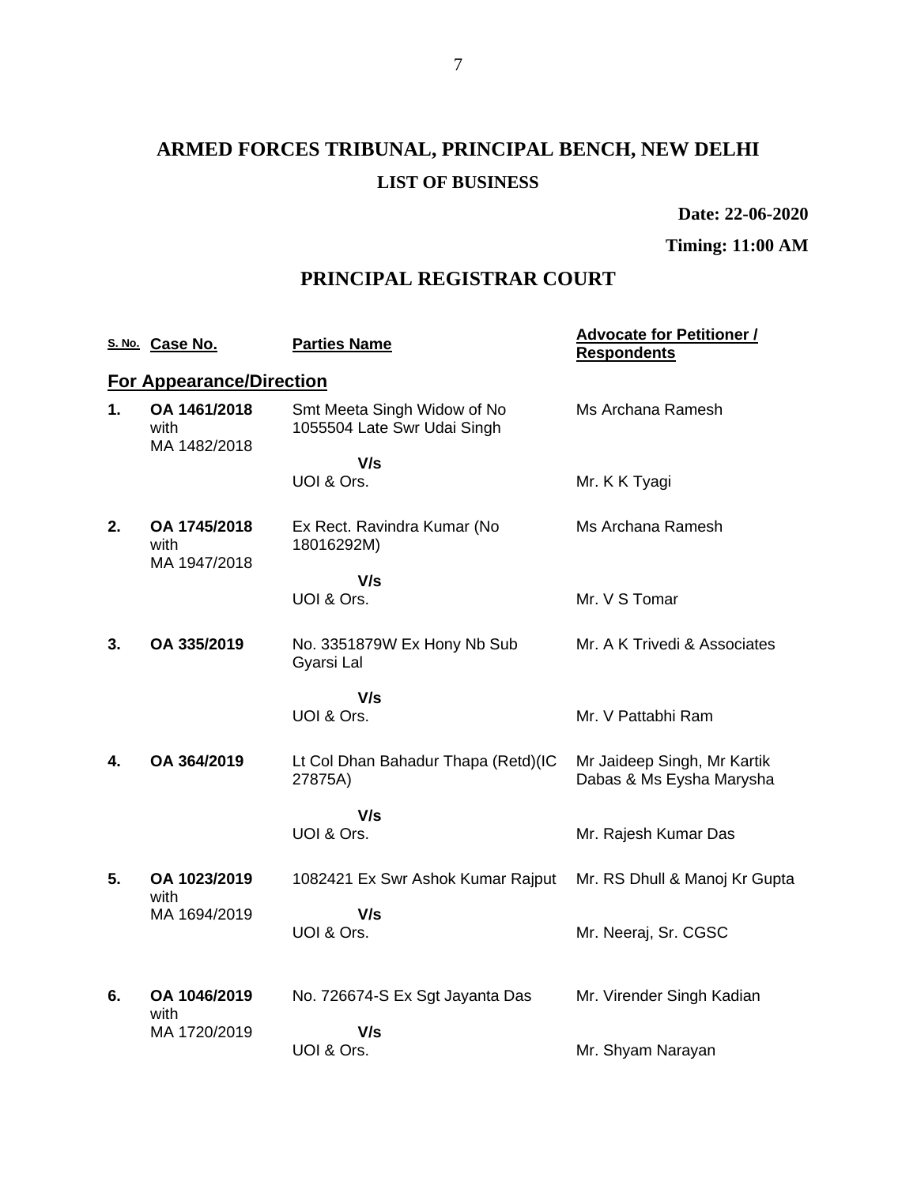# ARMED FORCES TRIBUNAL, PRINCIPAL BENCH, NEW DELHI

## LIST OF BUSINESS

**Date: 22-06-2020**

**Timing: 11:00 AM**

## PRINCIPAL REGISTRAR COURT

| S. No. | Case No. | Parties Name | Advocate for Petitioner / Respondents |
|---|---|---|---|
| **For Appearance/Direction** | | | |
| **1.** | **OA 1461/2018** with MA 1482/2018 | Smt Meeta Singh Widow of No 1055504 Late Swr Udai Singh | Ms Archana Ramesh |
| | | **V/s** UOI & Ors. | Mr. K K Tyagi |
| **2.** | **OA 1745/2018** with MA 1947/2018 | Ex Rect. Ravindra Kumar (No 18016292M) | Ms Archana Ramesh |
| | | **V/s** UOI & Ors. | Mr. V S Tomar |
| **3.** | **OA 335/2019** | No. 3351879W Ex Hony Nb Sub Gyarsi Lal | Mr. A K Trivedi & Associates |
| | | **V/s** UOI & Ors. | Mr. V Pattabhi Ram |
| **4.** | **OA 364/2019** | Lt Col Dhan Bahadur Thapa (Retd)(IC 27875A) | Mr Jaideep Singh, Mr Kartik Dabas & Ms Eysha Marysha |
| | | **V/s** UOI & Ors. | Mr. Rajesh Kumar Das |
| **5.** | **OA 1023/2019** with MA 1694/2019 | 1082421 Ex Swr Ashok Kumar Rajput | Mr. RS Dhull & Manoj Kr Gupta |
| | | **V/s** UOI & Ors. | Mr. Neeraj, Sr. CGSC |
| **6.** | **OA 1046/2019** with MA 1720/2019 | No. 726674-S Ex Sgt Jayanta Das | Mr. Virender Singh Kadian |
| | | **V/s** UOI & Ors. | Mr. Shyam Narayan |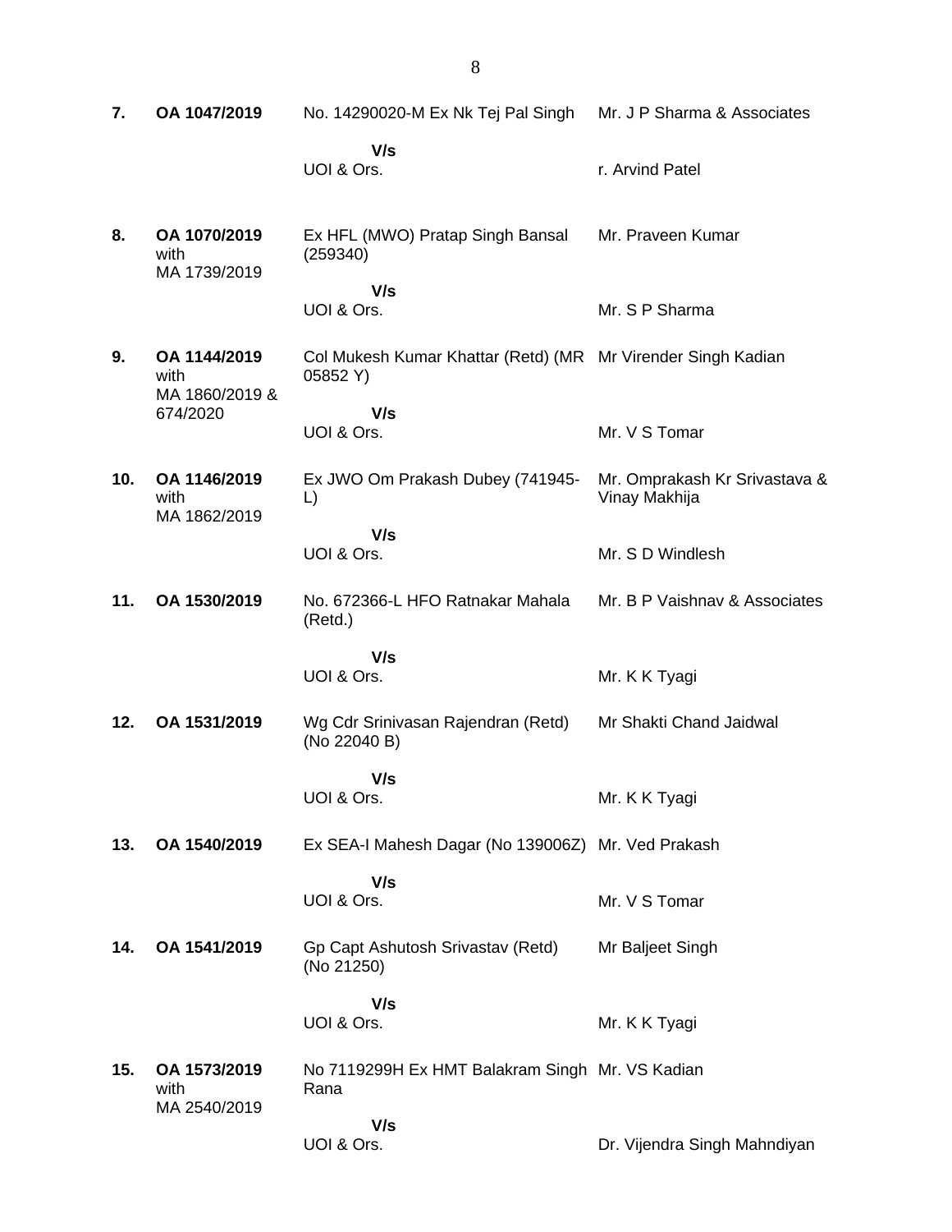| | | | |
|---|---|---|---|
| **7.** | **OA 1047/2019** | No. 14290020-M Ex Nk Tej Pal Singh<br><br>**V/s**<br>UOI & Ors. | Mr. J P Sharma & Associates<br><br>r. Arvind Patel |
| **8.** | **OA 1070/2019** with MA 1739/2019 | Ex HFL (MWO) Pratap Singh Bansal (259340)<br><br>**V/s**<br>UOI & Ors. | Mr. Praveen Kumar<br><br>Mr. S P Sharma |
| **9.** | **OA 1144/2019** with MA 1860/2019 & 674/2020 | Col Mukesh Kumar Khattar (Retd) (MR 05852 Y)<br><br>**V/s**<br>UOI & Ors. | Mr Virender Singh Kadian<br><br>Mr. V S Tomar |
| **10.** | **OA 1146/2019** with MA 1862/2019 | Ex JWO Om Prakash Dubey (741945-L)<br><br>**V/s**<br>UOI & Ors. | Mr. Omprakash Kr Srivastava & Vinay Makhija<br><br>Mr. S D Windlesh |
| **11.** | **OA 1530/2019** | No. 672366-L HFO Ratnakar Mahala (Retd.)<br><br>**V/s**<br>UOI & Ors. | Mr. B P Vaishnav & Associates<br><br>Mr. K K Tyagi |
| **12.** | **OA 1531/2019** | Wg Cdr Srinivasan Rajendran (Retd) (No 22040 B)<br><br>**V/s**<br>UOI & Ors. | Mr Shakti Chand Jaidwal<br><br>Mr. K K Tyagi |
| **13.** | **OA 1540/2019** | Ex SEA-I Mahesh Dagar (No 139006Z)<br><br>**V/s**<br>UOI & Ors. | Mr. Ved Prakash<br><br>Mr. V S Tomar |
| **14.** | **OA 1541/2019** | Gp Capt Ashutosh Srivastav (Retd) (No 21250)<br><br>**V/s**<br>UOI & Ors. | Mr Baljeet Singh<br><br>Mr. K K Tyagi |
| **15.** | **OA 1573/2019** with MA 2540/2019 | No 7119299H Ex HMT Balakram Singh Rana<br><br>**V/s**<br>UOI & Ors. | Mr. VS Kadian<br><br>Dr. Vijendra Singh Mahndiyan |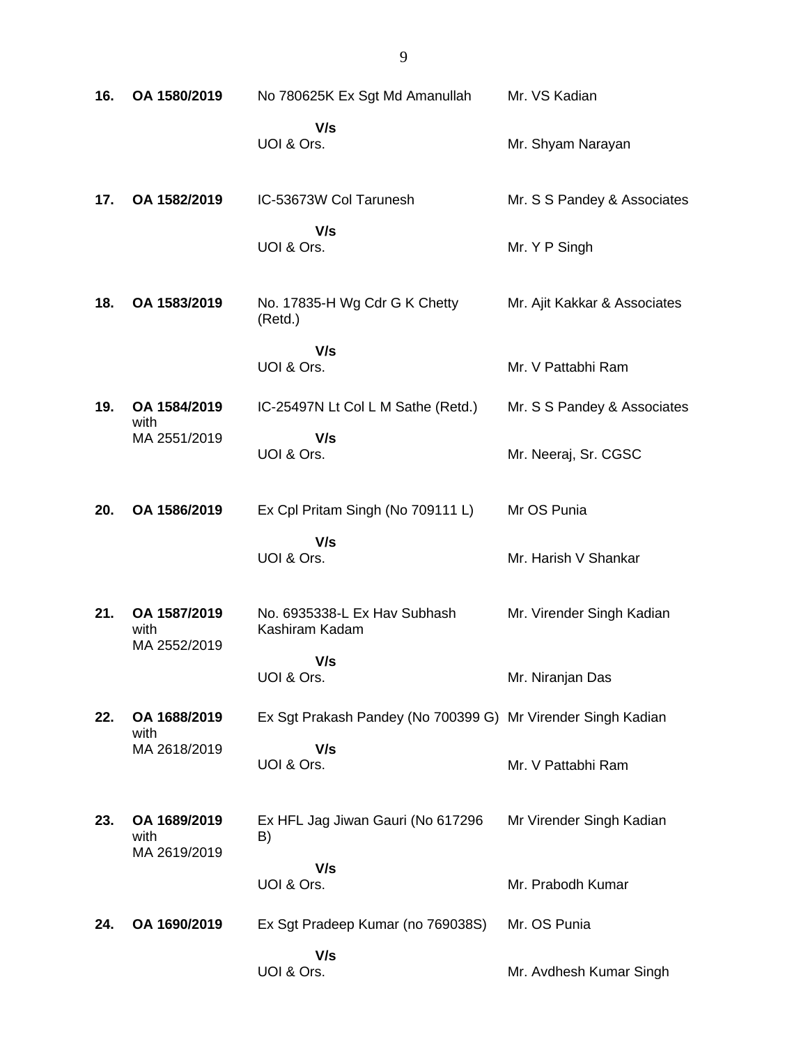| | | | |
|---|---|---|---|
| **16.** | **OA 1580/2019** | No 780625K Ex Sgt Md Amanullah | Mr. VS Kadian |
| | | **V/s** UOI & Ors. | Mr. Shyam Narayan |
| **17.** | **OA 1582/2019** | IC-53673W Col Tarunesh | Mr. S S Pandey & Associates |
| | | **V/s** UOI & Ors. | Mr. Y P Singh |
| **18.** | **OA 1583/2019** | No. 17835-H Wg Cdr G K Chetty (Retd.) | Mr. Ajit Kakkar & Associates |
| | | **V/s** UOI & Ors. | Mr. V Pattabhi Ram |
| **19.** | **OA 1584/2019** with MA 2551/2019 | IC-25497N Lt Col L M Sathe (Retd.) | Mr. S S Pandey & Associates |
| | | **V/s** UOI & Ors. | Mr. Neeraj, Sr. CGSC |
| **20.** | **OA 1586/2019** | Ex Cpl Pritam Singh (No 709111 L) | Mr OS Punia |
| | | **V/s** UOI & Ors. | Mr. Harish V Shankar |
| **21.** | **OA 1587/2019** with MA 2552/2019 | No. 6935338-L Ex Hav Subhash Kashiram Kadam | Mr. Virender Singh Kadian |
| | | **V/s** UOI & Ors. | Mr. Niranjan Das |
| **22.** | **OA 1688/2019** with MA 2618/2019 | Ex Sgt Prakash Pandey (No 700399 G) | Mr Virender Singh Kadian |
| | | **V/s** UOI & Ors. | Mr. V Pattabhi Ram |
| **23.** | **OA 1689/2019** with MA 2619/2019 | Ex HFL Jag Jiwan Gauri (No 617296 B) | Mr Virender Singh Kadian |
| | | **V/s** UOI & Ors. | Mr. Prabodh Kumar |
| **24.** | **OA 1690/2019** | Ex Sgt Pradeep Kumar (no 769038S) | Mr. OS Punia |
| | | **V/s** UOI & Ors. | Mr. Avdhesh Kumar Singh |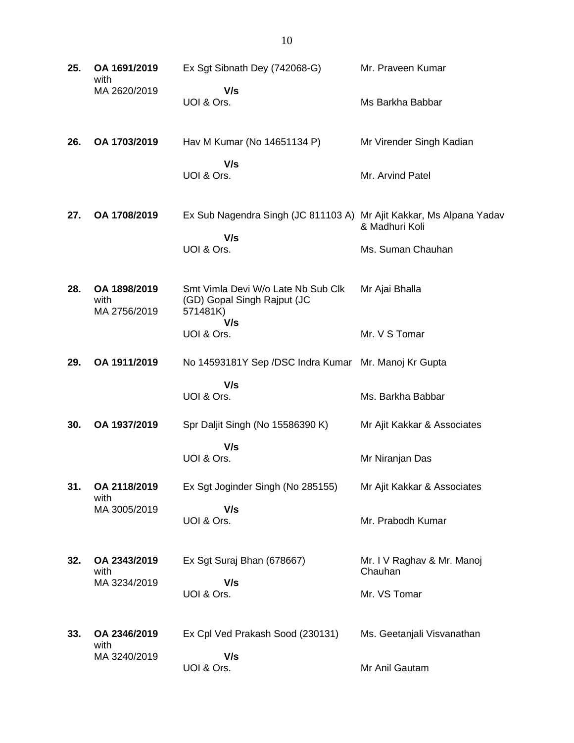| | | | |
|---|---|---|---|
| **25.** | **OA 1691/2019** with MA 2620/2019 | Ex Sgt Sibnath Dey (742068-G) **V/s** UOI & Ors. | Mr. Praveen Kumar<br><br>Ms Barkha Babbar |
| **26.** | **OA 1703/2019** | Hav M Kumar (No 14651134 P) **V/s** UOI & Ors. | Mr Virender Singh Kadian<br><br>Mr. Arvind Patel |
| **27.** | **OA 1708/2019** | Ex Sub Nagendra Singh (JC 811103 A) **V/s** UOI & Ors. | Mr Ajit Kakkar, Ms Alpana Yadav & Madhuri Koli<br><br>Ms. Suman Chauhan |
| **28.** | **OA 1898/2019** with MA 2756/2019 | Smt Vimla Devi W/o Late Nb Sub Clk (GD) Gopal Singh Rajput (JC 571481K) **V/s** UOI & Ors. | Mr Ajai Bhalla<br><br>Mr. V S Tomar |
| **29.** | **OA 1911/2019** | No 14593181Y Sep /DSC Indra Kumar **V/s** UOI & Ors. | Mr. Manoj Kr Gupta<br><br>Ms. Barkha Babbar |
| **30.** | **OA 1937/2019** | Spr Daljit Singh (No 15586390 K) **V/s** UOI & Ors. | Mr Ajit Kakkar & Associates<br><br>Mr Niranjan Das |
| **31.** | **OA 2118/2019** with MA 3005/2019 | Ex Sgt Joginder Singh (No 285155) **V/s** UOI & Ors. | Mr Ajit Kakkar & Associates<br><br>Mr. Prabodh Kumar |
| **32.** | **OA 2343/2019** with MA 3234/2019 | Ex Sgt Suraj Bhan (678667) **V/s** UOI & Ors. | Mr. I V Raghav & Mr. Manoj Chauhan<br><br>Mr. VS Tomar |
| **33.** | **OA 2346/2019** with MA 3240/2019 | Ex Cpl Ved Prakash Sood (230131) **V/s** UOI & Ors. | Ms. Geetanjali Visvanathan<br><br>Mr Anil Gautam |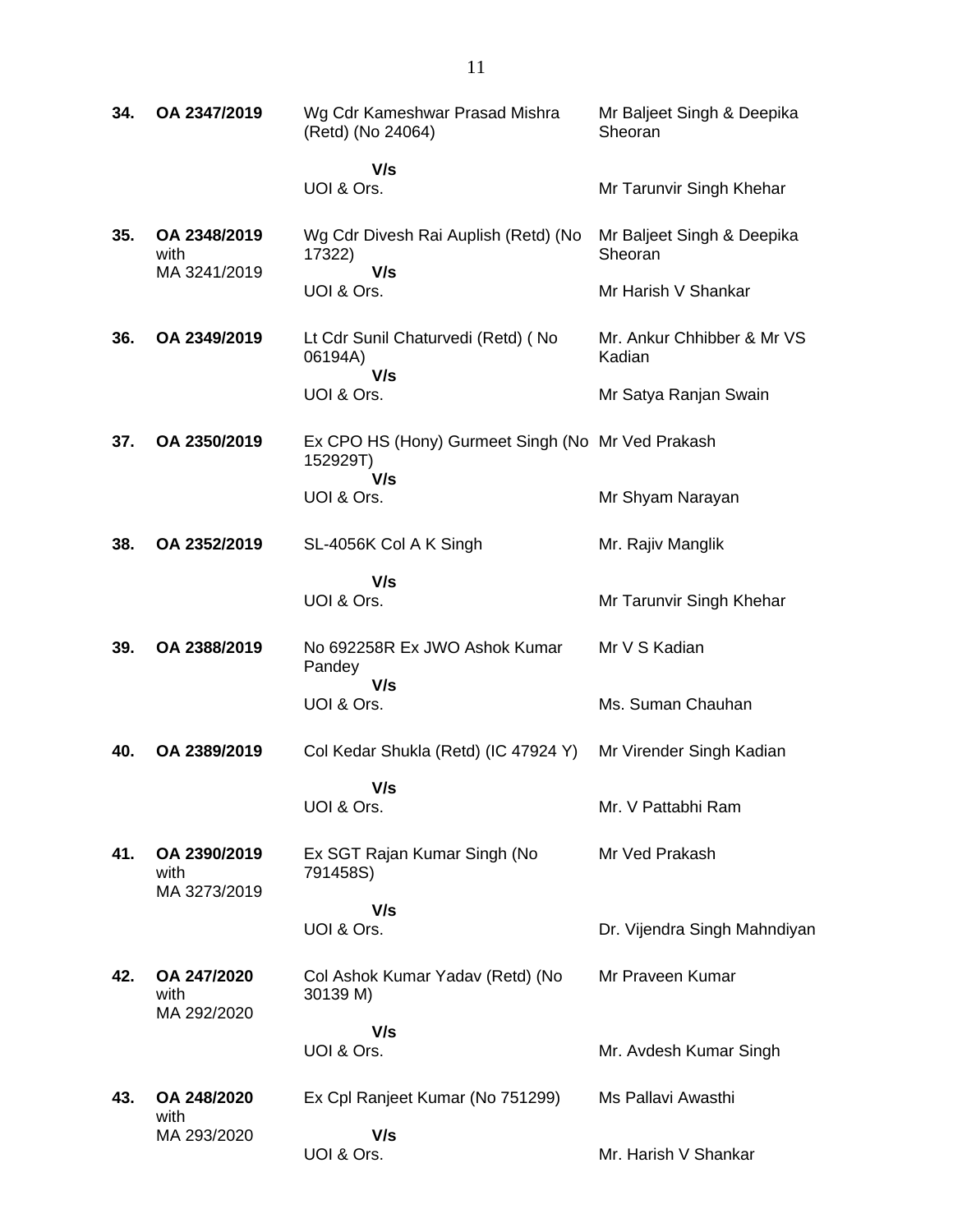| | | | |
|---|---|---|---|
| **34.** | **OA 2347/2019** | Wg Cdr Kameshwar Prasad Mishra (Retd) (No 24064)<br>**V/s**<br>UOI & Ors. | Mr Baljeet Singh & Deepika Sheoran<br><br>Mr Tarunvir Singh Khehar |
| **35.** | **OA 2348/2019** with MA 3241/2019 | Wg Cdr Divesh Rai Auplish (Retd) (No 17322)<br>**V/s**<br>UOI & Ors. | Mr Baljeet Singh & Deepika Sheoran<br><br>Mr Harish V Shankar |
| **36.** | **OA 2349/2019** | Lt Cdr Sunil Chaturvedi (Retd) ( No 06194A)<br>**V/s**<br>UOI & Ors. | Mr. Ankur Chhibber & Mr VS Kadian<br><br>Mr Satya Ranjan Swain |
| **37.** | **OA 2350/2019** | Ex CPO HS (Hony) Gurmeet Singh (No 152929T)<br>**V/s**<br>UOI & Ors. | Mr Ved Prakash<br><br>Mr Shyam Narayan |
| **38.** | **OA 2352/2019** | SL-4056K Col A K Singh<br>**V/s**<br>UOI & Ors. | Mr. Rajiv Manglik<br><br>Mr Tarunvir Singh Khehar |
| **39.** | **OA 2388/2019** | No 692258R Ex JWO Ashok Kumar Pandey<br>**V/s**<br>UOI & Ors. | Mr V S Kadian<br><br>Ms. Suman Chauhan |
| **40.** | **OA 2389/2019** | Col Kedar Shukla (Retd) (IC 47924 Y)<br>**V/s**<br>UOI & Ors. | Mr Virender Singh Kadian<br><br>Mr. V Pattabhi Ram |
| **41.** | **OA 2390/2019** with MA 3273/2019 | Ex SGT Rajan Kumar Singh (No 791458S)<br>**V/s**<br>UOI & Ors. | Mr Ved Prakash<br><br>Dr. Vijendra Singh Mahndiyan |
| **42.** | **OA 247/2020** with MA 292/2020 | Col Ashok Kumar Yadav (Retd) (No 30139 M)<br>**V/s**<br>UOI & Ors. | Mr Praveen Kumar<br><br>Mr. Avdesh Kumar Singh |
| **43.** | **OA 248/2020** with MA 293/2020 | Ex Cpl Ranjeet Kumar (No 751299)<br>**V/s**<br>UOI & Ors. | Ms Pallavi Awasthi<br><br>Mr. Harish V Shankar |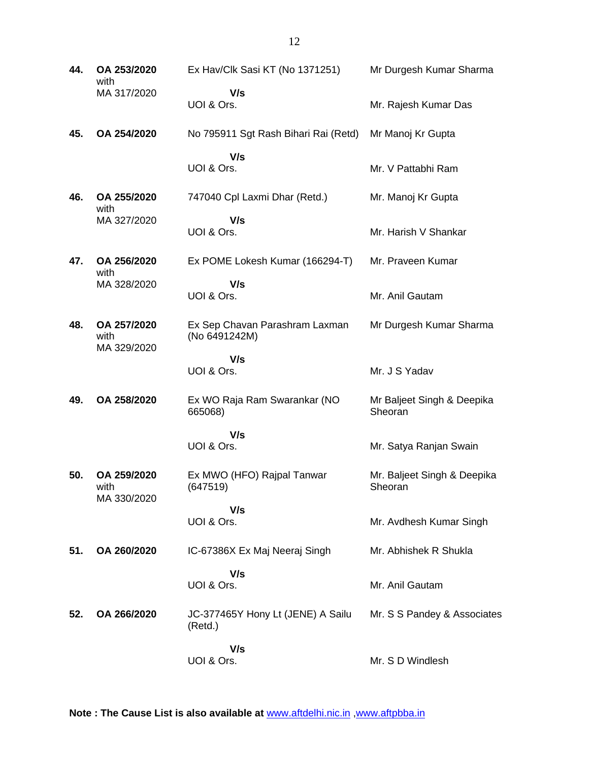| | | | |
|---|---|---|---|
| **44.** | **OA 253/2020** with MA 317/2020 | Ex Hav/Clk Sasi KT (No 1371251)<br>**V/s**<br>UOI & Ors. | Mr Durgesh Kumar Sharma<br><br>Mr. Rajesh Kumar Das |
| **45.** | **OA 254/2020** | No 795911 Sgt Rash Bihari Rai (Retd)<br>**V/s**<br>UOI & Ors. | Mr Manoj Kr Gupta<br><br>Mr. V Pattabhi Ram |
| **46.** | **OA 255/2020** with MA 327/2020 | 747040 Cpl Laxmi Dhar (Retd.)<br>**V/s**<br>UOI & Ors. | Mr. Manoj Kr Gupta<br><br>Mr. Harish V Shankar |
| **47.** | **OA 256/2020** with MA 328/2020 | Ex POME Lokesh Kumar (166294-T)<br>**V/s**<br>UOI & Ors. | Mr. Praveen Kumar<br><br>Mr. Anil Gautam |
| **48.** | **OA 257/2020** with MA 329/2020 | Ex Sep Chavan Parashram Laxman (No 6491242M)<br>**V/s**<br>UOI & Ors. | Mr Durgesh Kumar Sharma<br><br>Mr. J S Yadav |
| **49.** | **OA 258/2020** | Ex WO Raja Ram Swarankar (NO 665068)<br>**V/s**<br>UOI & Ors. | Mr Baljeet Singh & Deepika Sheoran<br><br>Mr. Satya Ranjan Swain |
| **50.** | **OA 259/2020** with MA 330/2020 | Ex MWO (HFO) Rajpal Tanwar (647519)<br>**V/s**<br>UOI & Ors. | Mr. Baljeet Singh & Deepika Sheoran<br><br>Mr. Avdhesh Kumar Singh |
| **51.** | **OA 260/2020** | IC-67386X Ex Maj Neeraj Singh<br>**V/s**<br>UOI & Ors. | Mr. Abhishek R Shukla<br><br>Mr. Anil Gautam |
| **52.** | **OA 266/2020** | JC-377465Y Hony Lt (JENE) A Sailu (Retd.)<br>**V/s**<br>UOI & Ors. | Mr. S S Pandey & Associates<br><br>Mr. S D Windlesh |

**Note : The Cause List is also available at** www.aftdelhi.nic.in ,www.aftpbba.in